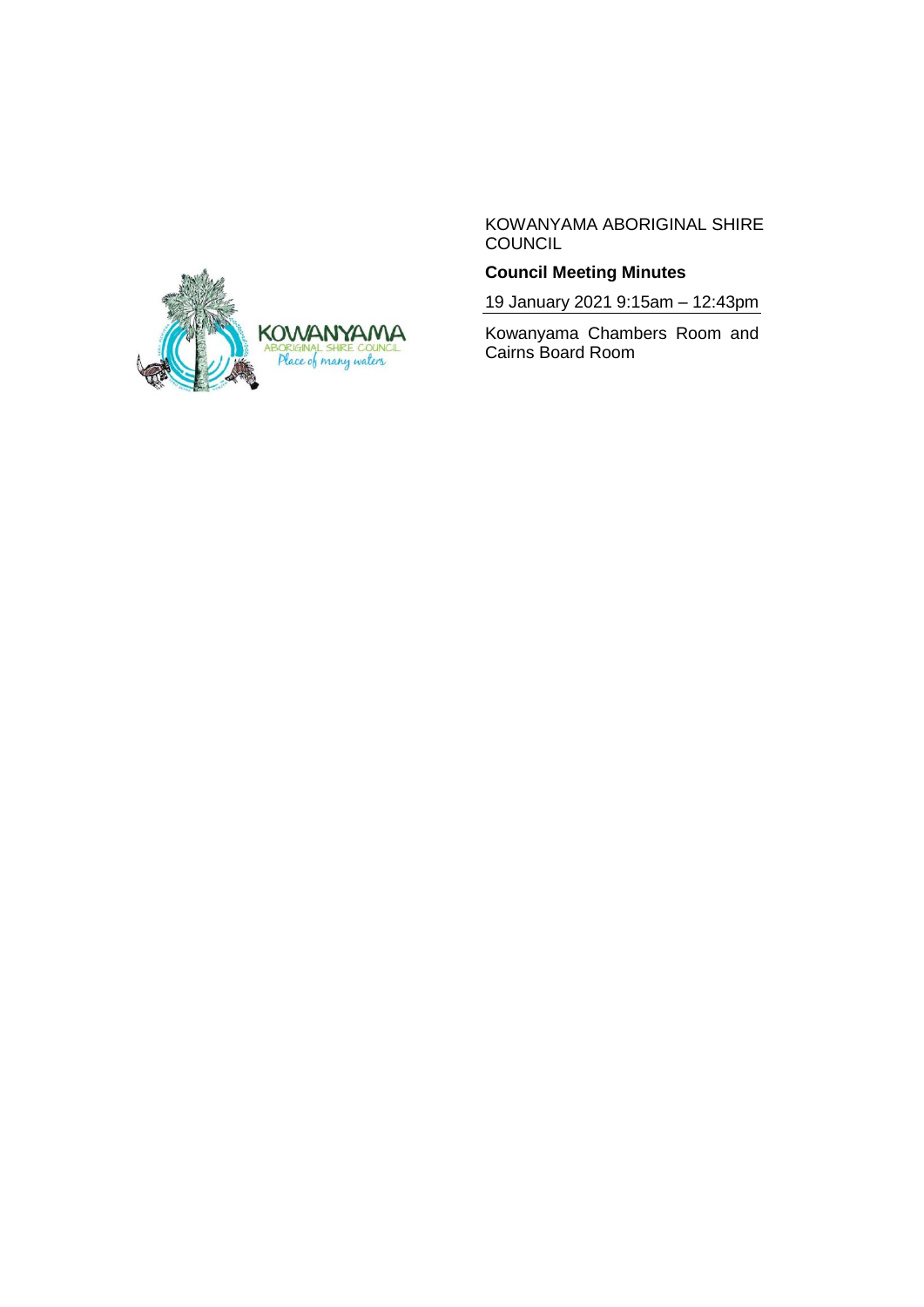KOWANYAMA ABORIGINAL SHIRE COUNCIL

**Council Meeting Minutes**

19 January 2021 9:15am – 12:43pm

Kowanyama Chambers Room and Cairns Board Room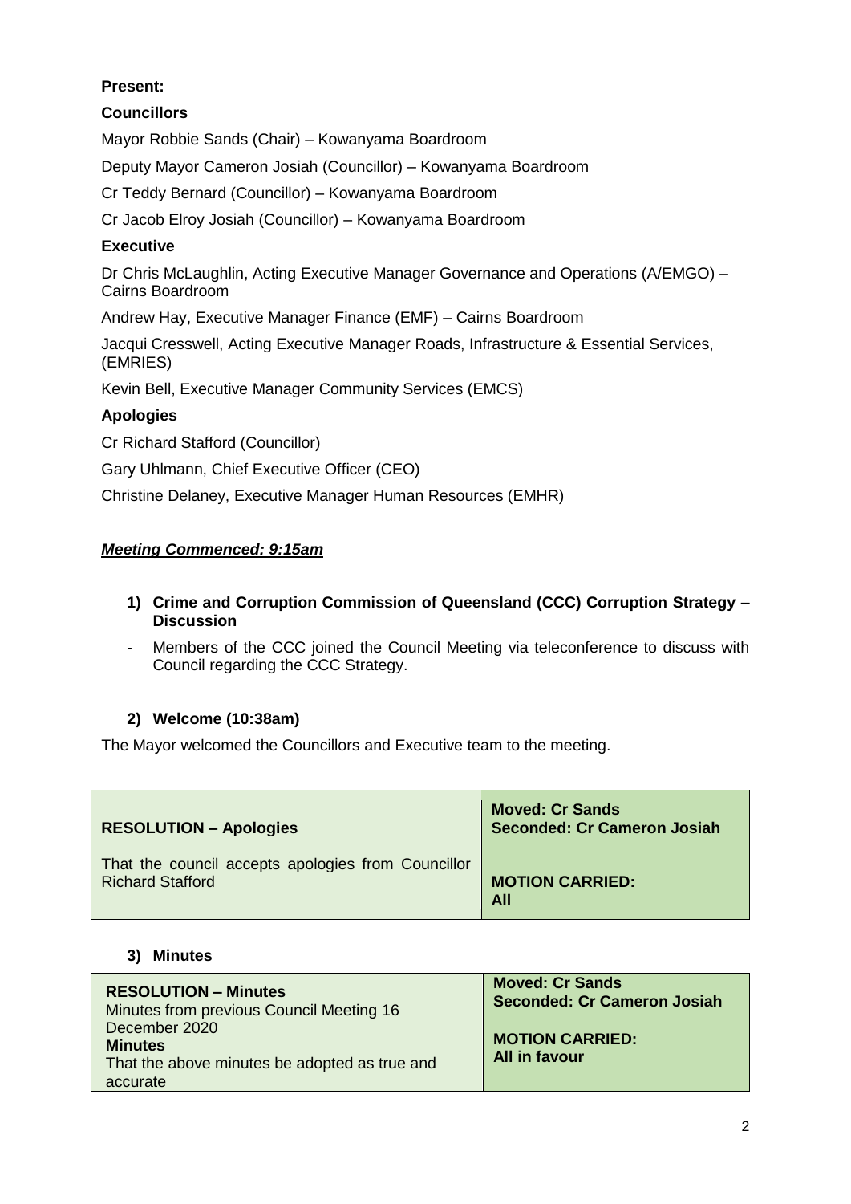**Present:**

**Councillors**

Mayor Robbie Sands (Chair) – Kowanyama Boardroom

Deputy Mayor Cameron Josiah (Councillor) – Kowanyama Boardroom

Cr Teddy Bernard (Councillor) – Kowanyama Boardroom

Cr Jacob Elroy Josiah (Councillor) – Kowanyama Boardroom

**Executive**

Dr Chris McLaughlin, Acting Executive Manager Governance and Operations (A/EMGO) – Cairns Boardroom

Andrew Hay, Executive Manager Finance (EMF) – Cairns Boardroom

Jacqui Cresswell, Acting Executive Manager Roads, Infrastructure & Essential Services, (EMRIES)

Kevin Bell, Executive Manager Community Services (EMCS)

**Apologies**

Cr Richard Stafford (Councillor)

Gary Uhlmann, Chief Executive Officer (CEO)

Christine Delaney, Executive Manager Human Resources (EMHR)

***Meeting Commenced: 9:15am***

1) **Crime and Corruption Commission of Queensland (CCC) Corruption Strategy – Discussion**

- Members of the CCC joined the Council Meeting via teleconference to discuss with Council regarding the CCC Strategy.

2) **Welcome (10:38am)**

The Mayor welcomed the Councillors and Executive team to the meeting.

| **RESOLUTION – Apologies** | **Moved: Cr Sands**<br>**Seconded: Cr Cameron Josiah** |
|---|---|
| That the council accepts apologies from Councillor Richard Stafford | **MOTION CARRIED:**<br>**All** |

3) **Minutes**

| **RESOLUTION – Minutes**<br>Minutes from previous Council Meeting 16 December 2020<br>**Minutes**<br>That the above minutes be adopted as true and accurate | **Moved: Cr Sands**<br>**Seconded: Cr Cameron Josiah**<br><br>**MOTION CARRIED:**<br>**All in favour** |
|---|---|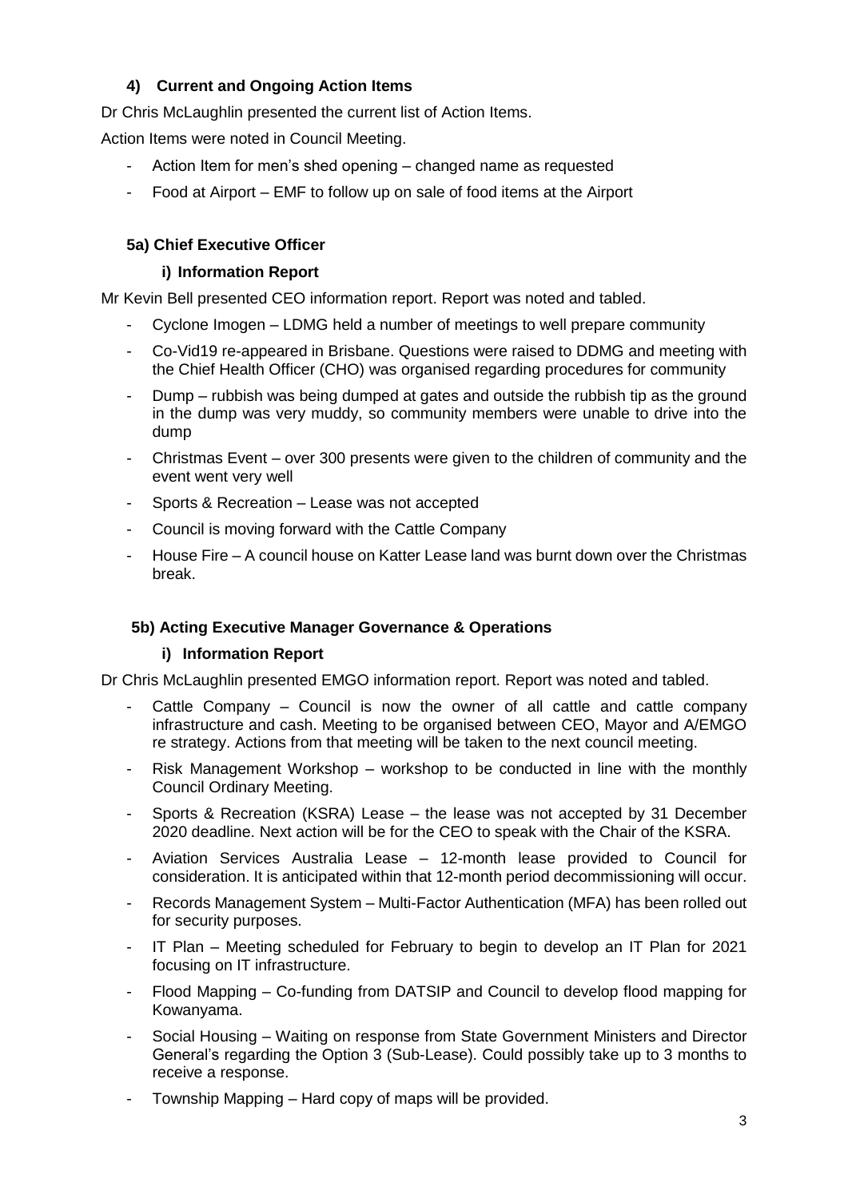### 4) Current and Ongoing Action Items

Dr Chris McLaughlin presented the current list of Action Items.

Action Items were noted in Council Meeting.

- Action Item for men's shed opening – changed name as requested
- Food at Airport – EMF to follow up on sale of food items at the Airport

### 5a) Chief Executive Officer

#### i) Information Report

Mr Kevin Bell presented CEO information report. Report was noted and tabled.

- Cyclone Imogen – LDMG held a number of meetings to well prepare community
- Co-Vid19 re-appeared in Brisbane. Questions were raised to DDMG and meeting with the Chief Health Officer (CHO) was organised regarding procedures for community
- Dump – rubbish was being dumped at gates and outside the rubbish tip as the ground in the dump was very muddy, so community members were unable to drive into the dump
- Christmas Event – over 300 presents were given to the children of community and the event went very well
- Sports & Recreation – Lease was not accepted
- Council is moving forward with the Cattle Company
- House Fire – A council house on Katter Lease land was burnt down over the Christmas break.

### 5b) Acting Executive Manager Governance & Operations

#### i) Information Report

Dr Chris McLaughlin presented EMGO information report. Report was noted and tabled.

- Cattle Company – Council is now the owner of all cattle and cattle company infrastructure and cash. Meeting to be organised between CEO, Mayor and A/EMGO re strategy. Actions from that meeting will be taken to the next council meeting.
- Risk Management Workshop – workshop to be conducted in line with the monthly Council Ordinary Meeting.
- Sports & Recreation (KSRA) Lease – the lease was not accepted by 31 December 2020 deadline. Next action will be for the CEO to speak with the Chair of the KSRA.
- Aviation Services Australia Lease – 12-month lease provided to Council for consideration. It is anticipated within that 12-month period decommissioning will occur.
- Records Management System – Multi-Factor Authentication (MFA) has been rolled out for security purposes.
- IT Plan – Meeting scheduled for February to begin to develop an IT Plan for 2021 focusing on IT infrastructure.
- Flood Mapping – Co-funding from DATSIP and Council to develop flood mapping for Kowanyama.
- Social Housing – Waiting on response from State Government Ministers and Director General's regarding the Option 3 (Sub-Lease). Could possibly take up to 3 months to receive a response.
- Township Mapping – Hard copy of maps will be provided.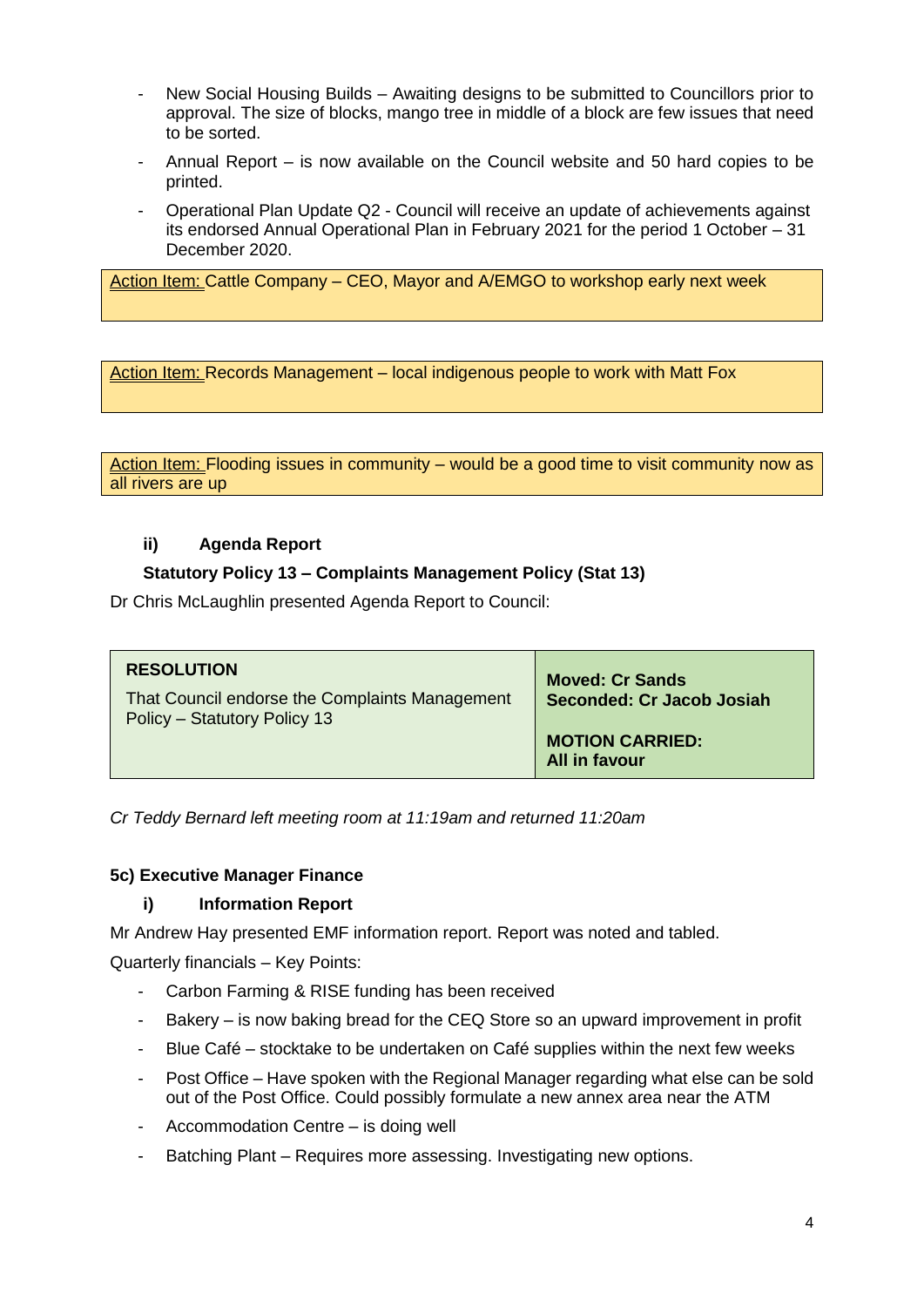- New Social Housing Builds – Awaiting designs to be submitted to Councillors prior to approval. The size of blocks, mango tree in middle of a block are few issues that need to be sorted.
- Annual Report – is now available on the Council website and 50 hard copies to be printed.
- Operational Plan Update Q2 - Council will receive an update of achievements against its endorsed Annual Operational Plan in February 2021 for the period 1 October – 31 December 2020.

Action Item: Cattle Company – CEO, Mayor and A/EMGO to workshop early next week

Action Item: Records Management – local indigenous people to work with Matt Fox

Action Item: Flooding issues in community – would be a good time to visit community now as all rivers are up

**ii) Agenda Report**

**Statutory Policy 13 – Complaints Management Policy (Stat 13)**

Dr Chris McLaughlin presented Agenda Report to Council:

| **RESOLUTION**<br>That Council endorse the Complaints Management Policy – Statutory Policy 13 | **Moved: Cr Sands**<br>**Seconded: Cr Jacob Josiah**<br><br>**MOTION CARRIED:**<br>**All in favour** |
|---|---|

*Cr Teddy Bernard left meeting room at 11:19am and returned 11:20am*

**5c) Executive Manager Finance**

**i) Information Report**

Mr Andrew Hay presented EMF information report. Report was noted and tabled.

Quarterly financials – Key Points:

- Carbon Farming & RISE funding has been received
- Bakery – is now baking bread for the CEQ Store so an upward improvement in profit
- Blue Café – stocktake to be undertaken on Café supplies within the next few weeks
- Post Office – Have spoken with the Regional Manager regarding what else can be sold out of the Post Office. Could possibly formulate a new annex area near the ATM
- Accommodation Centre – is doing well
- Batching Plant – Requires more assessing. Investigating new options.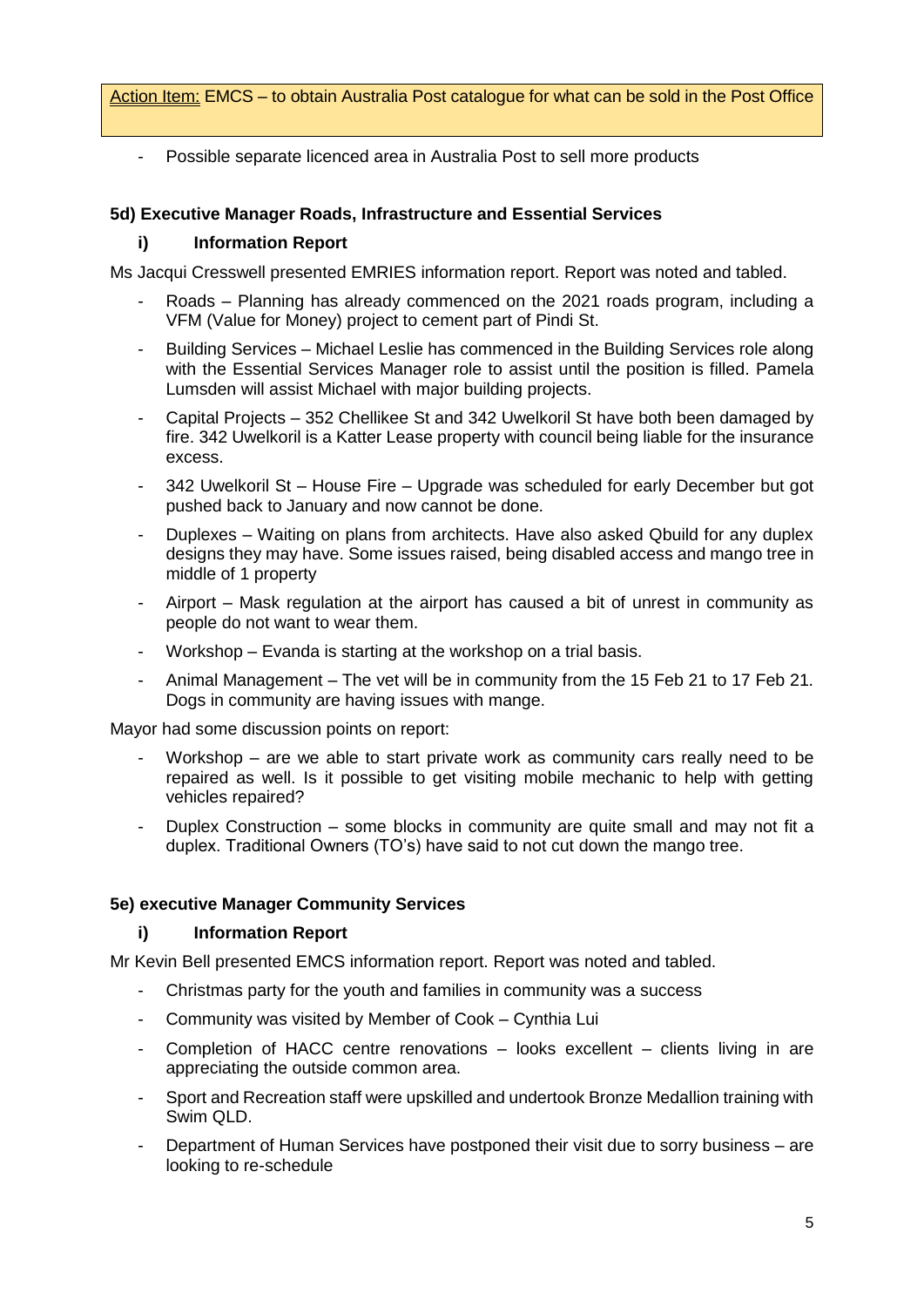Action Item: EMCS – to obtain Australia Post catalogue for what can be sold in the Post Office

- Possible separate licenced area in Australia Post to sell more products

**5d) Executive Manager Roads, Infrastructure and Essential Services**

**i) Information Report**

Ms Jacqui Cresswell presented EMRIES information report. Report was noted and tabled.

- Roads – Planning has already commenced on the 2021 roads program, including a VFM (Value for Money) project to cement part of Pindi St.
- Building Services – Michael Leslie has commenced in the Building Services role along with the Essential Services Manager role to assist until the position is filled. Pamela Lumsden will assist Michael with major building projects.
- Capital Projects – 352 Chellikee St and 342 Uwelkoril St have both been damaged by fire. 342 Uwelkoril is a Katter Lease property with council being liable for the insurance excess.
- 342 Uwelkoril St – House Fire – Upgrade was scheduled for early December but got pushed back to January and now cannot be done.
- Duplexes – Waiting on plans from architects. Have also asked Qbuild for any duplex designs they may have. Some issues raised, being disabled access and mango tree in middle of 1 property
- Airport – Mask regulation at the airport has caused a bit of unrest in community as people do not want to wear them.
- Workshop – Evanda is starting at the workshop on a trial basis.
- Animal Management – The vet will be in community from the 15 Feb 21 to 17 Feb 21. Dogs in community are having issues with mange.

Mayor had some discussion points on report:

- Workshop – are we able to start private work as community cars really need to be repaired as well. Is it possible to get visiting mobile mechanic to help with getting vehicles repaired?
- Duplex Construction – some blocks in community are quite small and may not fit a duplex. Traditional Owners (TO's) have said to not cut down the mango tree.

**5e) executive Manager Community Services**

**i) Information Report**

Mr Kevin Bell presented EMCS information report. Report was noted and tabled.

- Christmas party for the youth and families in community was a success
- Community was visited by Member of Cook – Cynthia Lui
- Completion of HACC centre renovations – looks excellent – clients living in are appreciating the outside common area.
- Sport and Recreation staff were upskilled and undertook Bronze Medallion training with Swim QLD.
- Department of Human Services have postponed their visit due to sorry business – are looking to re-schedule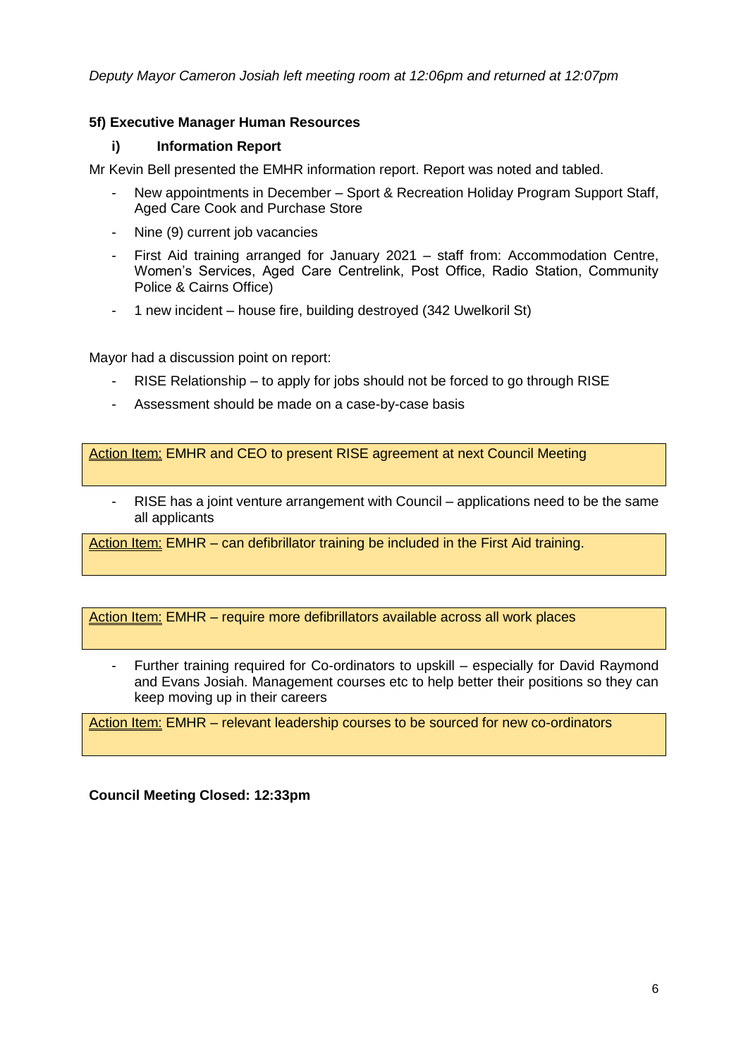*Deputy Mayor Cameron Josiah left meeting room at 12:06pm and returned at 12:07pm*

**5f) Executive Manager Human Resources**

**i) Information Report**

Mr Kevin Bell presented the EMHR information report. Report was noted and tabled.

- New appointments in December – Sport & Recreation Holiday Program Support Staff, Aged Care Cook and Purchase Store
- Nine (9) current job vacancies
- First Aid training arranged for January 2021 – staff from: Accommodation Centre, Women's Services, Aged Care Centrelink, Post Office, Radio Station, Community Police & Cairns Office)
- 1 new incident – house fire, building destroyed (342 Uwelkoril St)

Mayor had a discussion point on report:

- RISE Relationship – to apply for jobs should not be forced to go through RISE
- Assessment should be made on a case-by-case basis

> Action Item: EMHR and CEO to present RISE agreement at next Council Meeting

- RISE has a joint venture arrangement with Council – applications need to be the same all applicants

> Action Item: EMHR – can defibrillator training be included in the First Aid training.

> Action Item: EMHR – require more defibrillators available across all work places

- Further training required for Co-ordinators to upskill – especially for David Raymond and Evans Josiah. Management courses etc to help better their positions so they can keep moving up in their careers

> Action Item: EMHR – relevant leadership courses to be sourced for new co-ordinators

**Council Meeting Closed: 12:33pm**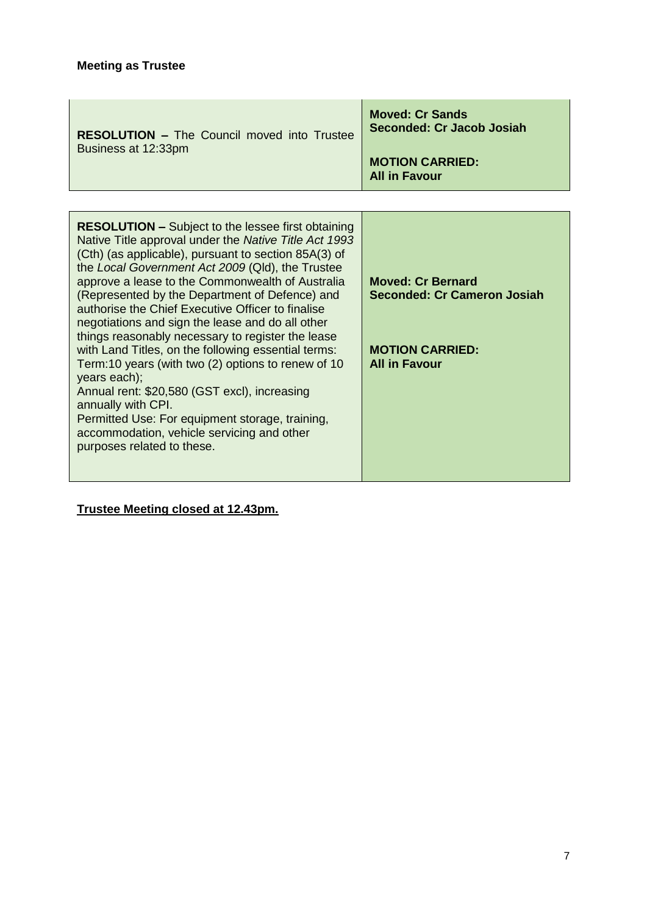**Meeting as Trustee**

| | |
|---|---|
| **RESOLUTION –** The Council moved into Trustee Business at 12:33pm | **Moved: Cr Sands**<br>**Seconded: Cr Jacob Josiah**<br><br>**MOTION CARRIED:**<br>**All in Favour** |

| | |
|---|---|
| **RESOLUTION –** Subject to the lessee first obtaining Native Title approval under the *Native Title Act 1993* (Cth) (as applicable), pursuant to section 85A(3) of the *Local Government Act 2009* (Qld), the Trustee approve a lease to the Commonwealth of Australia (Represented by the Department of Defence) and authorise the Chief Executive Officer to finalise negotiations and sign the lease and do all other things reasonably necessary to register the lease with Land Titles, on the following essential terms:<br>Term:10 years (with two (2) options to renew of 10 years each);<br>Annual rent: $20,580 (GST excl), increasing annually with CPI.<br>Permitted Use: For equipment storage, training, accommodation, vehicle servicing and other purposes related to these. | **Moved: Cr Bernard**<br>**Seconded: Cr Cameron Josiah**<br><br>**MOTION CARRIED:**<br>**All in Favour** |

**<u>Trustee Meeting closed at 12.43pm.</u>**